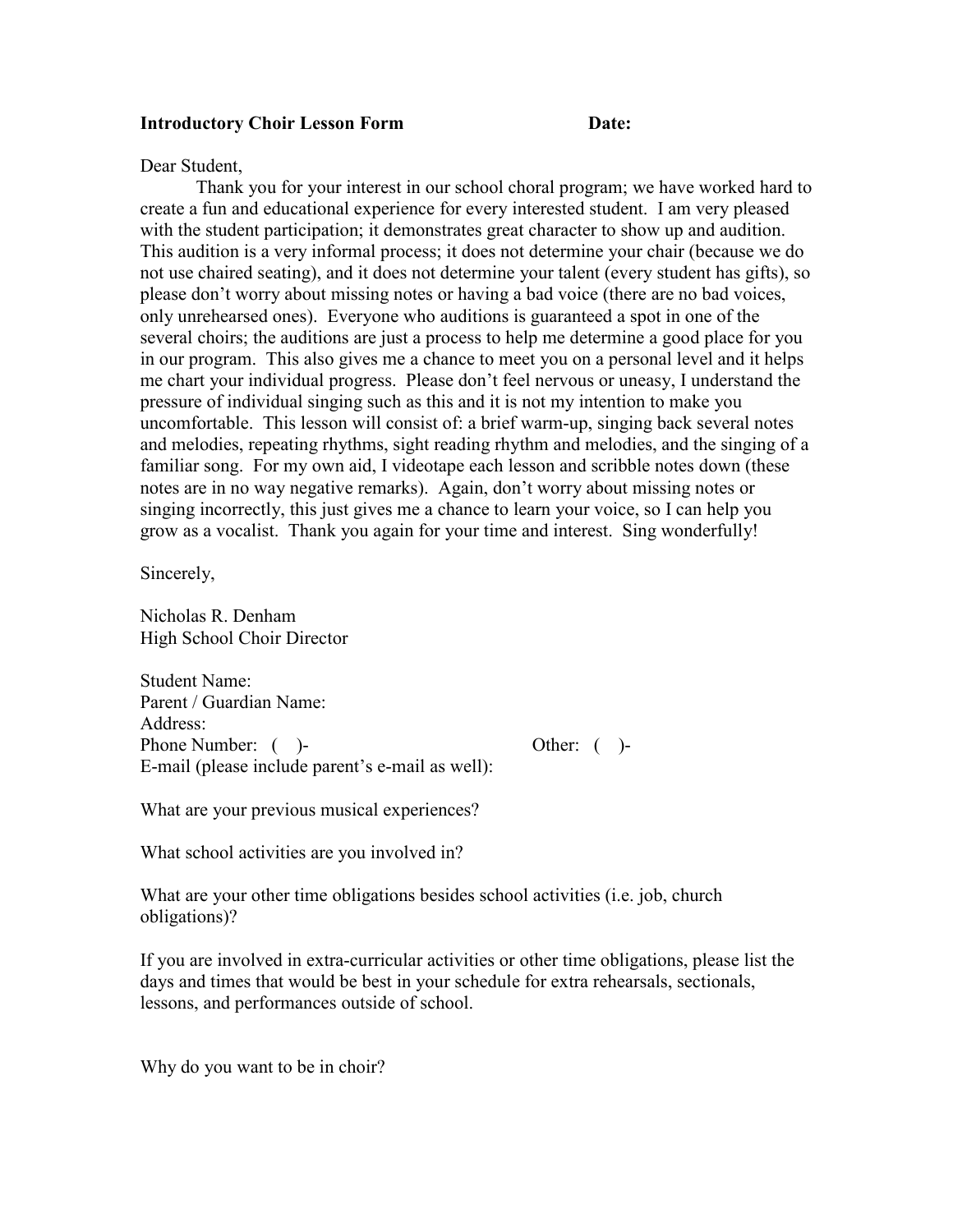**Introductory Choir Lesson Form** **Date:**

Dear Student,

Thank you for your interest in our school choral program; we have worked hard to create a fun and educational experience for every interested student. I am very pleased with the student participation; it demonstrates great character to show up and audition. This audition is a very informal process; it does not determine your chair (because we do not use chaired seating), and it does not determine your talent (every student has gifts), so please don't worry about missing notes or having a bad voice (there are no bad voices, only unrehearsed ones). Everyone who auditions is guaranteed a spot in one of the several choirs; the auditions are just a process to help me determine a good place for you in our program. This also gives me a chance to meet you on a personal level and it helps me chart your individual progress. Please don't feel nervous or uneasy, I understand the pressure of individual singing such as this and it is not my intention to make you uncomfortable. This lesson will consist of: a brief warm-up, singing back several notes and melodies, repeating rhythms, sight reading rhythm and melodies, and the singing of a familiar song. For my own aid, I videotape each lesson and scribble notes down (these notes are in no way negative remarks). Again, don't worry about missing notes or singing incorrectly, this just gives me a chance to learn your voice, so I can help you grow as a vocalist. Thank you again for your time and interest. Sing wonderfully!

Sincerely,

Nicholas R. Denham
High School Choir Director

Student Name:
Parent / Guardian Name:
Address:
Phone Number: (   )-                                        Other: (   )-
E-mail (please include parent's e-mail as well):

What are your previous musical experiences?

What school activities are you involved in?

What are your other time obligations besides school activities (i.e. job, church obligations)?

If you are involved in extra-curricular activities or other time obligations, please list the days and times that would be best in your schedule for extra rehearsals, sectionals, lessons, and performances outside of school.

Why do you want to be in choir?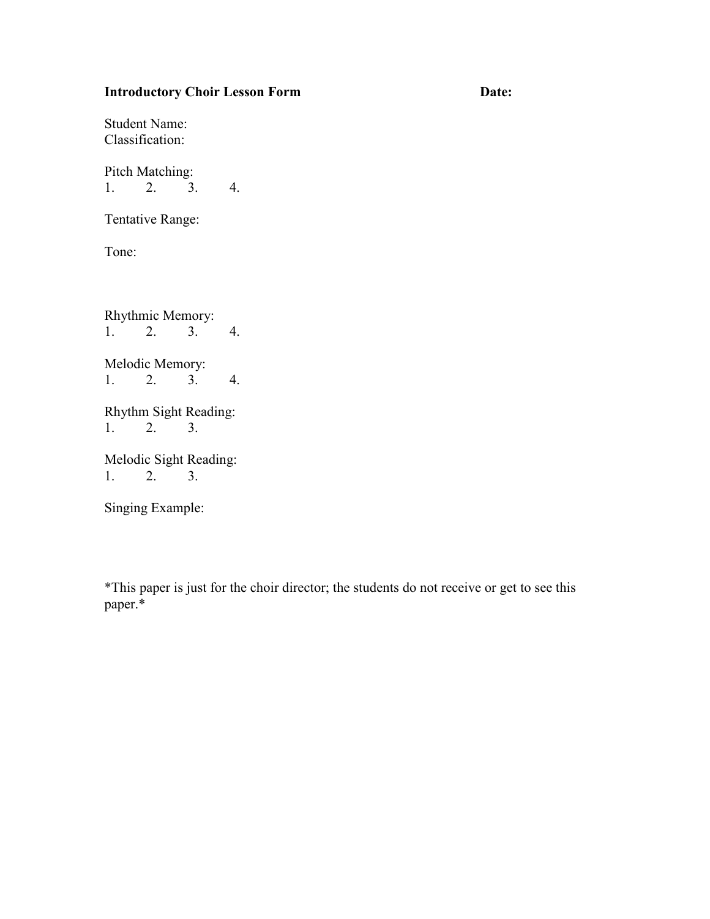**Introductory Choir Lesson Form** **Date:**

Student Name:
Classification:

Pitch Matching:
1. 2. 3. 4.

Tentative Range:

Tone:

Rhythmic Memory:
1. 2. 3. 4.

Melodic Memory:
1. 2. 3. 4.

Rhythm Sight Reading:
1. 2. 3.

Melodic Sight Reading:
1. 2. 3.

Singing Example:

*This paper is just for the choir director; the students do not receive or get to see this paper.*